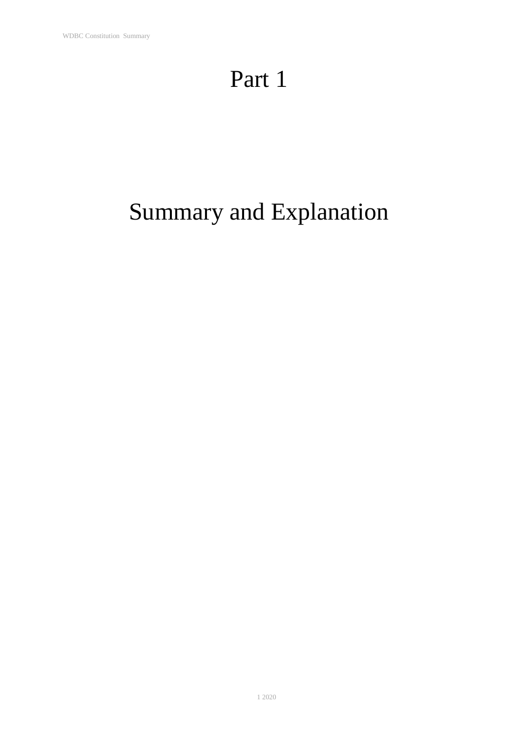# Part 1

# Summary and Explanation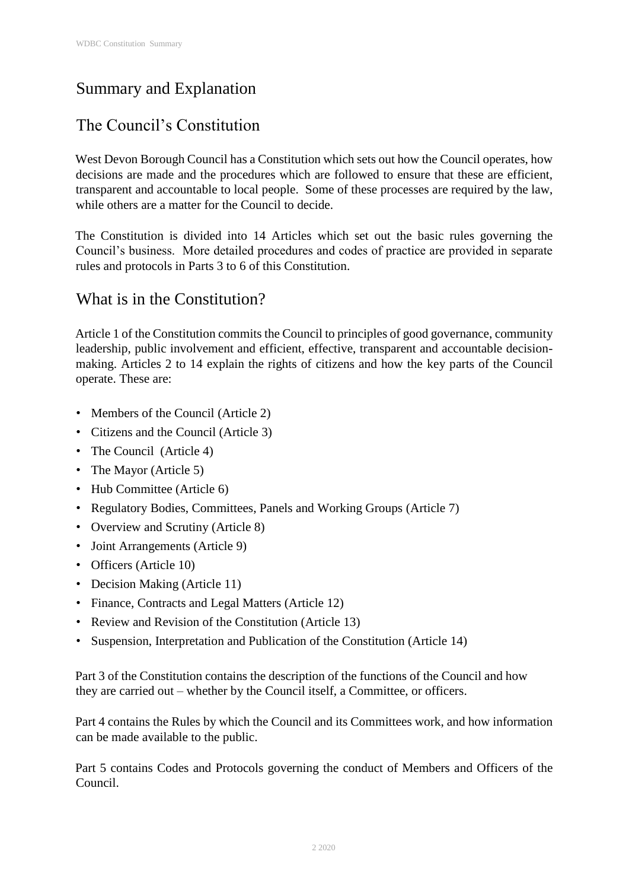# Summary and Explanation

## The Council's Constitution

West Devon Borough Council has a Constitution which sets out how the Council operates, how decisions are made and the procedures which are followed to ensure that these are efficient, transparent and accountable to local people. Some of these processes are required by the law, while others are a matter for the Council to decide.

The Constitution is divided into 14 Articles which set out the basic rules governing the Council's business. More detailed procedures and codes of practice are provided in separate rules and protocols in Parts 3 to 6 of this Constitution.

## What is in the Constitution?

Article 1 of the Constitution commits the Council to principles of good governance, community leadership, public involvement and efficient, effective, transparent and accountable decision-making. Articles 2 to 14 explain the rights of citizens and how the key parts of the Council operate. These are:

- Members of the Council (Article 2)
- Citizens and the Council (Article 3)
- The Council (Article 4)
- The Mayor (Article 5)
- Hub Committee (Article 6)
- Regulatory Bodies, Committees, Panels and Working Groups (Article 7)
- Overview and Scrutiny (Article 8)
- Joint Arrangements (Article 9)
- Officers (Article 10)
- Decision Making (Article 11)
- Finance, Contracts and Legal Matters (Article 12)
- Review and Revision of the Constitution (Article 13)
- Suspension, Interpretation and Publication of the Constitution (Article 14)

Part 3 of the Constitution contains the description of the functions of the Council and how they are carried out – whether by the Council itself, a Committee, or officers.

Part 4 contains the Rules by which the Council and its Committees work, and how information can be made available to the public.

Part 5 contains Codes and Protocols governing the conduct of Members and Officers of the Council.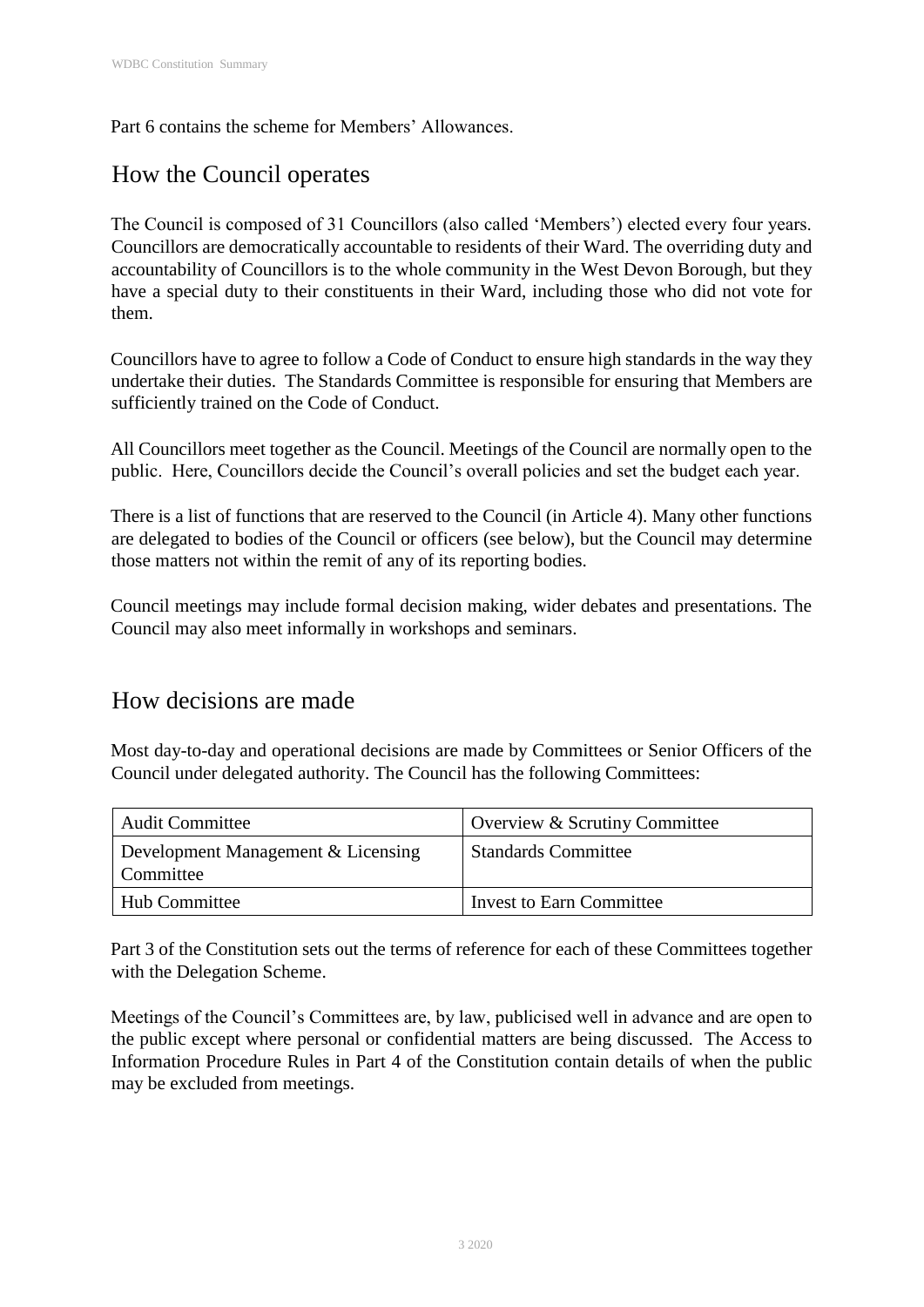Part 6 contains the scheme for Members' Allowances.

## How the Council operates

The Council is composed of 31 Councillors (also called 'Members') elected every four years. Councillors are democratically accountable to residents of their Ward. The overriding duty and accountability of Councillors is to the whole community in the West Devon Borough, but they have a special duty to their constituents in their Ward, including those who did not vote for them.

Councillors have to agree to follow a Code of Conduct to ensure high standards in the way they undertake their duties. The Standards Committee is responsible for ensuring that Members are sufficiently trained on the Code of Conduct.

All Councillors meet together as the Council. Meetings of the Council are normally open to the public. Here, Councillors decide the Council's overall policies and set the budget each year.

There is a list of functions that are reserved to the Council (in Article 4). Many other functions are delegated to bodies of the Council or officers (see below), but the Council may determine those matters not within the remit of any of its reporting bodies.

Council meetings may include formal decision making, wider debates and presentations. The Council may also meet informally in workshops and seminars.

## How decisions are made

Most day-to-day and operational decisions are made by Committees or Senior Officers of the Council under delegated authority. The Council has the following Committees:

| | |
|---|---|
| Audit Committee | Overview & Scrutiny Committee |
| Development Management & Licensing Committee | Standards Committee |
| Hub Committee | Invest to Earn Committee |

Part 3 of the Constitution sets out the terms of reference for each of these Committees together with the Delegation Scheme.

Meetings of the Council's Committees are, by law, publicised well in advance and are open to the public except where personal or confidential matters are being discussed. The Access to Information Procedure Rules in Part 4 of the Constitution contain details of when the public may be excluded from meetings.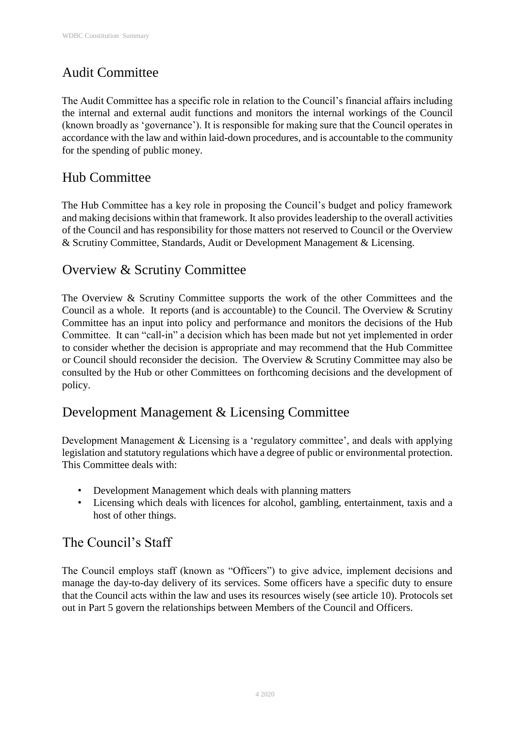## Audit Committee

The Audit Committee has a specific role in relation to the Council's financial affairs including the internal and external audit functions and monitors the internal workings of the Council (known broadly as 'governance'). It is responsible for making sure that the Council operates in accordance with the law and within laid-down procedures, and is accountable to the community for the spending of public money.

## Hub Committee

The Hub Committee has a key role in proposing the Council's budget and policy framework and making decisions within that framework. It also provides leadership to the overall activities of the Council and has responsibility for those matters not reserved to Council or the Overview & Scrutiny Committee, Standards, Audit or Development Management & Licensing.

## Overview & Scrutiny Committee

The Overview & Scrutiny Committee supports the work of the other Committees and the Council as a whole. It reports (and is accountable) to the Council. The Overview & Scrutiny Committee has an input into policy and performance and monitors the decisions of the Hub Committee. It can "call-in" a decision which has been made but not yet implemented in order to consider whether the decision is appropriate and may recommend that the Hub Committee or Council should reconsider the decision. The Overview & Scrutiny Committee may also be consulted by the Hub or other Committees on forthcoming decisions and the development of policy.

## Development Management & Licensing Committee

Development Management & Licensing is a 'regulatory committee', and deals with applying legislation and statutory regulations which have a degree of public or environmental protection. This Committee deals with:

- Development Management which deals with planning matters
- Licensing which deals with licences for alcohol, gambling, entertainment, taxis and a host of other things.

## The Council's Staff

The Council employs staff (known as "Officers") to give advice, implement decisions and manage the day-to-day delivery of its services. Some officers have a specific duty to ensure that the Council acts within the law and uses its resources wisely (see article 10). Protocols set out in Part 5 govern the relationships between Members of the Council and Officers.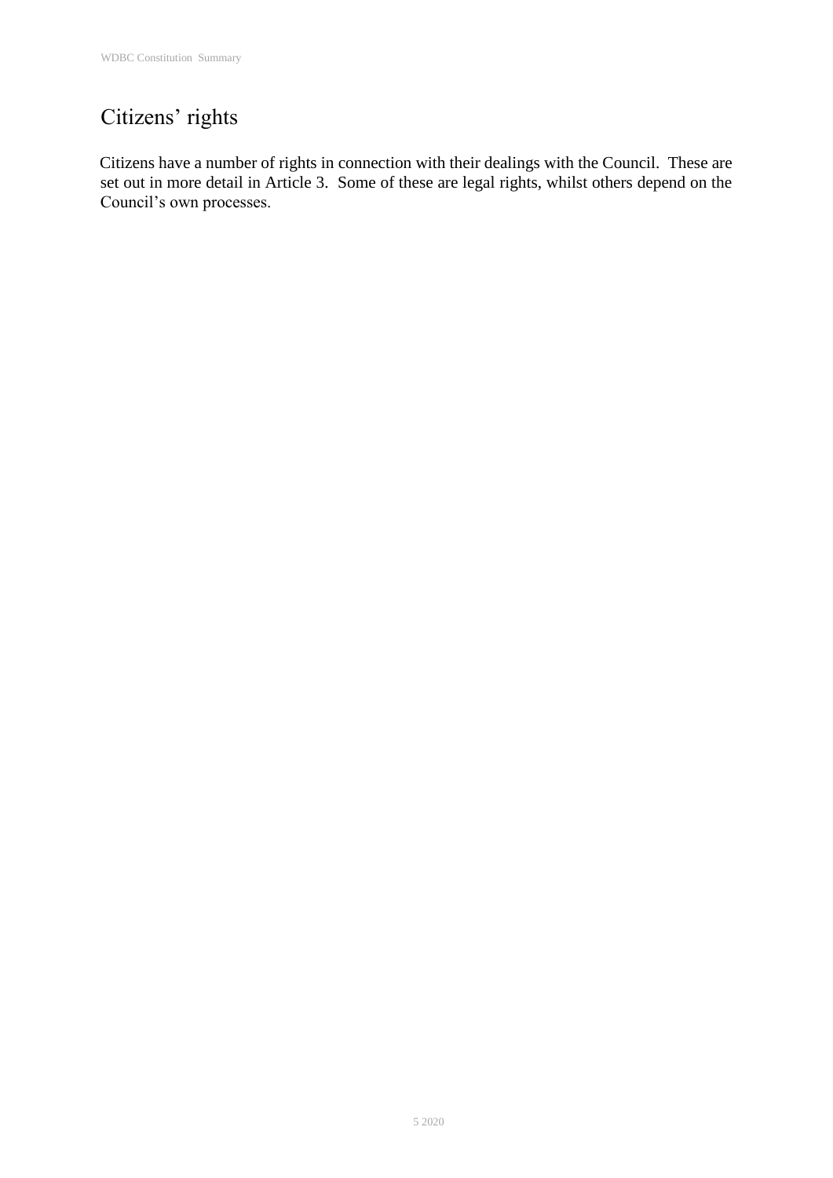# Citizens' rights

Citizens have a number of rights in connection with their dealings with the Council. These are set out in more detail in Article 3. Some of these are legal rights, whilst others depend on the Council's own processes.